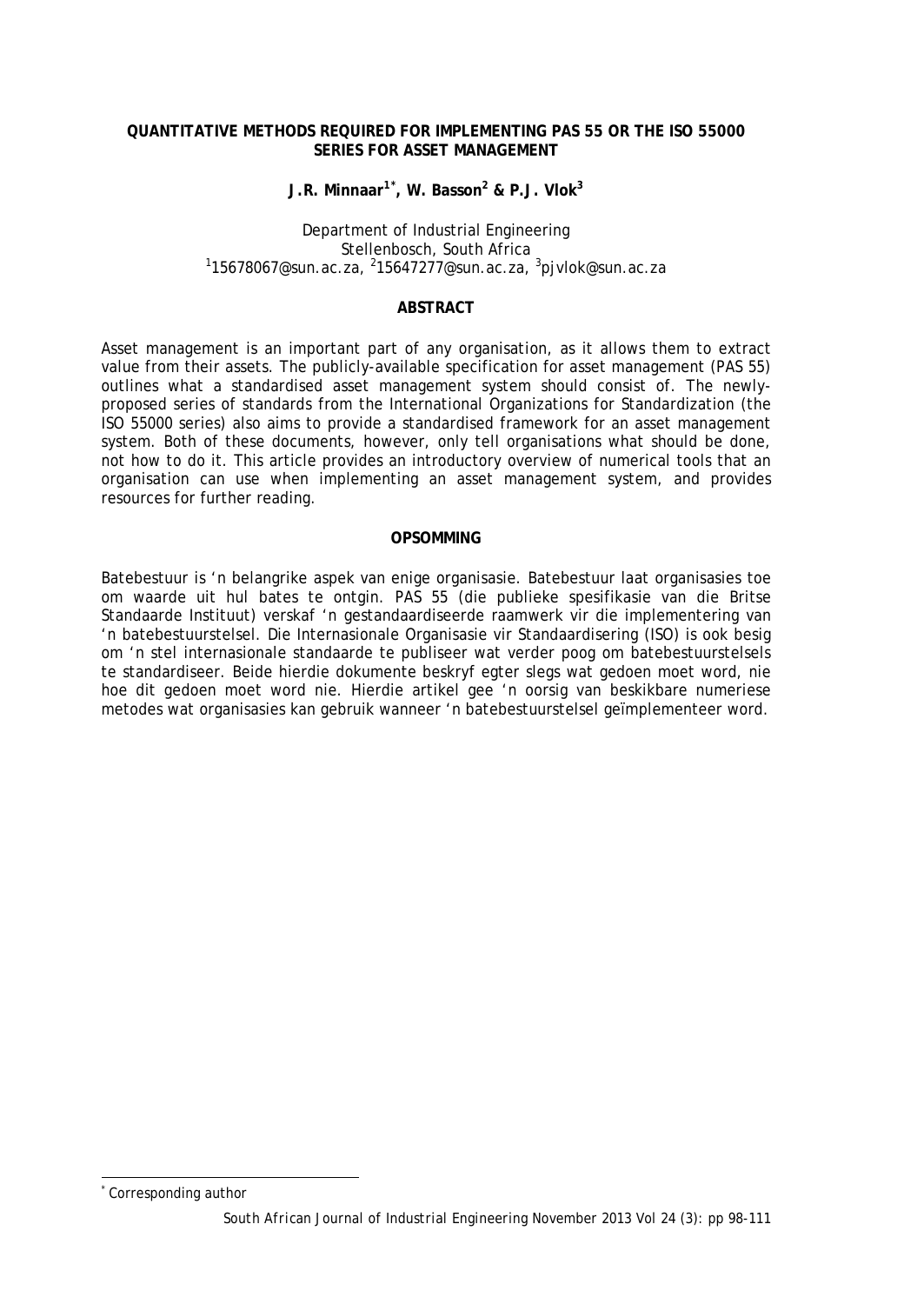# QUANTITATIVE METHODS REQUIRED FOR IMPLEMENTING PAS 55 OR THE ISO 55000 SERIES FOR ASSET MANAGEMENT

**J.R. Minnaar[1*], W. Basson[2] & P.J. Vlok[3]**

Department of Industrial Engineering
Stellenbosch, South Africa
[1]15678067@sun.ac.za, [2]15647277@sun.ac.za, [3]pjvlok@sun.ac.za

## ABSTRACT

Asset management is an important part of any organisation, as it allows them to extract value from their assets. The publicly-available specification for asset management (PAS 55) outlines what a standardised asset management system should consist of. The newly-proposed series of standards from the International Organizations for Standardization (the ISO 55000 series) also aims to provide a standardised framework for an asset management system. Both of these documents, however, only tell organisations what should be done, not how to do it. This article provides an introductory overview of numerical tools that an organisation can use when implementing an asset management system, and provides resources for further reading.

## OPSOMMING

Batebestuur is 'n belangrike aspek van enige organisasie. Batebestuur laat organisasies toe om waarde uit hul bates te ontgin. PAS 55 (die publieke spesifikasie van die Britse Standaarde Instituut) verskaf 'n gestandaardiseerde raamwerk vir die implementering van 'n batebestuurstelsel. Die Internasionale Organisasie vir Standaardisering (ISO) is ook besig om 'n stel internasionale standaarde te publiseer wat verder poog om batebestuurstelsels te standardiseer. Beide hierdie dokumente beskryf egter slegs wat gedoen moet word, nie hoe dit gedoen moet word nie. Hierdie artikel gee 'n oorsig van beskikbare numeriese metodes wat organisasies kan gebruik wanneer 'n batebestuurstelsel geïmplementeer word.

[*] Corresponding author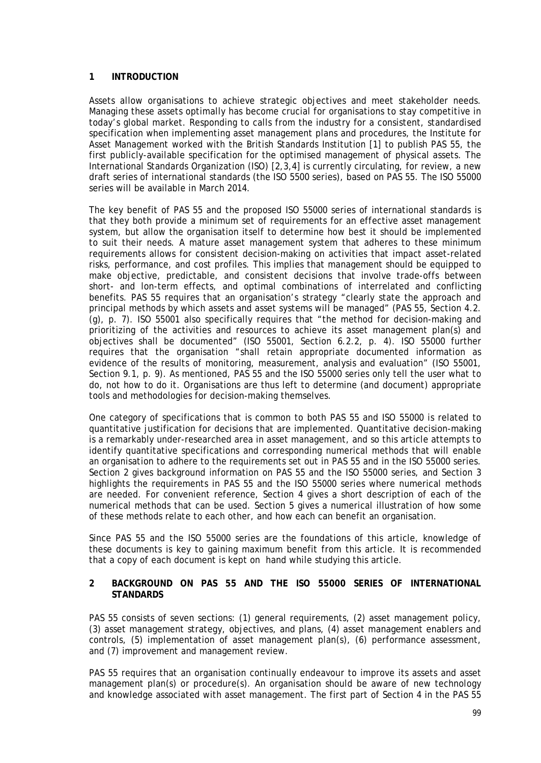## 1 INTRODUCTION

Assets allow organisations to achieve strategic objectives and meet stakeholder needs. Managing these assets optimally has become crucial for organisations to stay competitive in today's global market. Responding to calls from the industry for a consistent, standardised specification when implementing asset management plans and procedures, the Institute for Asset Management worked with the British Standards Institution [1] to publish PAS 55, the first publicly-available specification for the optimised management of physical assets. The International Standards Organization (ISO) [2,3,4] is currently circulating, for review, a new draft series of international standards (the ISO 5500 series), based on PAS 55. The ISO 55000 series will be available in March 2014.

The key benefit of PAS 55 and the proposed ISO 55000 series of international standards is that they both provide a minimum set of requirements for an effective asset management system, but allow the organisation itself to determine how best it should be implemented to suit their needs. A mature asset management system that adheres to these minimum requirements allows for consistent decision-making on activities that impact asset-related risks, performance, and cost profiles. This implies that management should be equipped to make objective, predictable, and consistent decisions that involve trade-offs between short- and lon-term effects, and optimal combinations of interrelated and conflicting benefits. PAS 55 requires that an organisation's strategy "clearly state the approach and principal methods by which assets and asset systems will be managed" (PAS 55, Section 4.2. (g), p. 7). ISO 55001 also specifically requires that "the method for decision-making and prioritizing of the activities and resources to achieve its asset management plan(s) and objectives shall be documented" (ISO 55001, Section 6.2.2, p. 4). ISO 55000 further requires that the organisation "shall retain appropriate documented information as evidence of the results of monitoring, measurement, analysis and evaluation" (ISO 55001, Section 9.1, p. 9). As mentioned, PAS 55 and the ISO 55000 series only tell the user what to do, not how to do it. Organisations are thus left to determine (and document) appropriate tools and methodologies for decision-making themselves.

One category of specifications that is common to both PAS 55 and ISO 55000 is related to quantitative justification for decisions that are implemented. Quantitative decision-making is a remarkably under-researched area in asset management, and so this article attempts to identify quantitative specifications and corresponding numerical methods that will enable an organisation to adhere to the requirements set out in PAS 55 and in the ISO 55000 series. Section 2 gives background information on PAS 55 and the ISO 55000 series, and Section 3 highlights the requirements in PAS 55 and the ISO 55000 series where numerical methods are needed. For convenient reference, Section 4 gives a short description of each of the numerical methods that can be used. Section 5 gives a numerical illustration of how some of these methods relate to each other, and how each can benefit an organisation.

Since PAS 55 and the ISO 55000 series are the foundations of this article, knowledge of these documents is key to gaining maximum benefit from this article. It is recommended that a copy of each document is kept on hand while studying this article.

## 2 BACKGROUND ON PAS 55 AND THE ISO 55000 SERIES OF INTERNATIONAL STANDARDS

PAS 55 consists of seven sections: (1) general requirements, (2) asset management policy, (3) asset management strategy, objectives, and plans, (4) asset management enablers and controls, (5) implementation of asset management plan(s), (6) performance assessment, and (7) improvement and management review.

PAS 55 requires that an organisation continually endeavour to improve its assets and asset management plan(s) or procedure(s). An organisation should be aware of new technology and knowledge associated with asset management. The first part of Section 4 in the PAS 55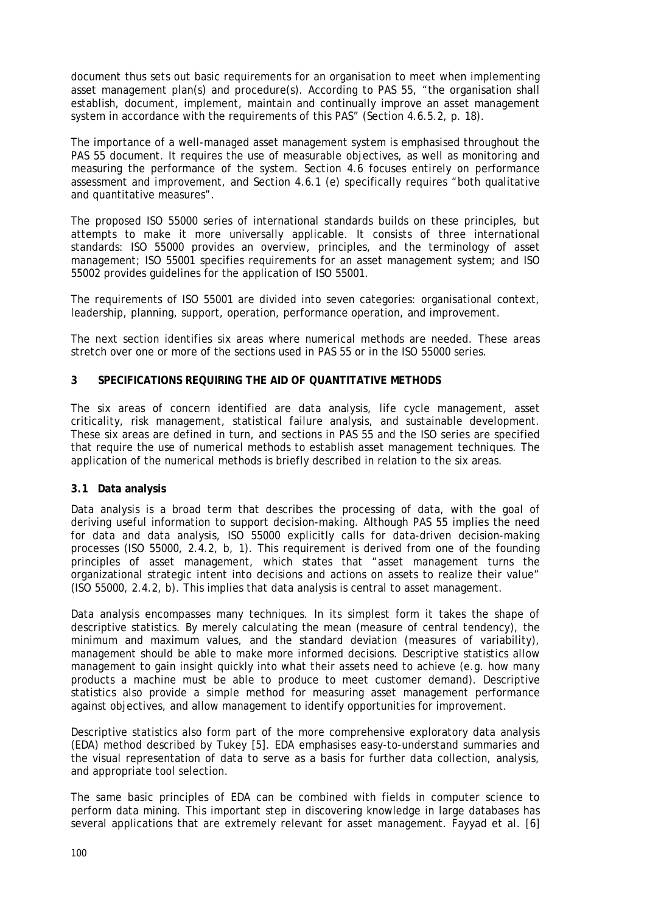document thus sets out basic requirements for an organisation to meet when implementing asset management plan(s) and procedure(s). According to PAS 55, "the organisation shall establish, document, implement, maintain and continually improve an asset management system in accordance with the requirements of this PAS" (Section 4.6.5.2, p. 18).

The importance of a well-managed asset management system is emphasised throughout the PAS 55 document. It requires the use of measurable objectives, as well as monitoring and measuring the performance of the system. Section 4.6 focuses entirely on performance assessment and improvement, and Section 4.6.1 (e) specifically requires "both qualitative and quantitative measures".

The proposed ISO 55000 series of international standards builds on these principles, but attempts to make it more universally applicable. It consists of three international standards: ISO 55000 provides an overview, principles, and the terminology of asset management; ISO 55001 specifies requirements for an asset management system; and ISO 55002 provides guidelines for the application of ISO 55001.

The requirements of ISO 55001 are divided into seven categories: organisational context, leadership, planning, support, operation, performance operation, and improvement.

The next section identifies six areas where numerical methods are needed. These areas stretch over one or more of the sections used in PAS 55 or in the ISO 55000 series.

## 3 SPECIFICATIONS REQUIRING THE AID OF QUANTITATIVE METHODS

The six areas of concern identified are data analysis, life cycle management, asset criticality, risk management, statistical failure analysis, and sustainable development. These six areas are defined in turn, and sections in PAS 55 and the ISO series are specified that require the use of numerical methods to establish asset management techniques. The application of the numerical methods is briefly described in relation to the six areas.

### 3.1 Data analysis

Data analysis is a broad term that describes the processing of data, with the goal of deriving useful information to support decision-making. Although PAS 55 implies the need for data and data analysis, ISO 55000 explicitly calls for data-driven decision-making processes (ISO 55000, 2.4.2, b, 1). This requirement is derived from one of the founding principles of asset management, which states that "asset management turns the organizational strategic intent into decisions and actions on assets to realize their value" (ISO 55000, 2.4.2, b). This implies that data analysis is central to asset management.

Data analysis encompasses many techniques. In its simplest form it takes the shape of descriptive statistics. By merely calculating the mean (measure of central tendency), the minimum and maximum values, and the standard deviation (measures of variability), management should be able to make more informed decisions. Descriptive statistics allow management to gain insight quickly into what their assets need to achieve (e.g. how many products a machine must be able to produce to meet customer demand). Descriptive statistics also provide a simple method for measuring asset management performance against objectives, and allow management to identify opportunities for improvement.

Descriptive statistics also form part of the more comprehensive exploratory data analysis (EDA) method described by Tukey [5]. EDA emphasises easy-to-understand summaries and the visual representation of data to serve as a basis for further data collection, analysis, and appropriate tool selection.

The same basic principles of EDA can be combined with fields in computer science to perform data mining. This important step in discovering knowledge in large databases has several applications that are extremely relevant for asset management. Fayyad et al. [6]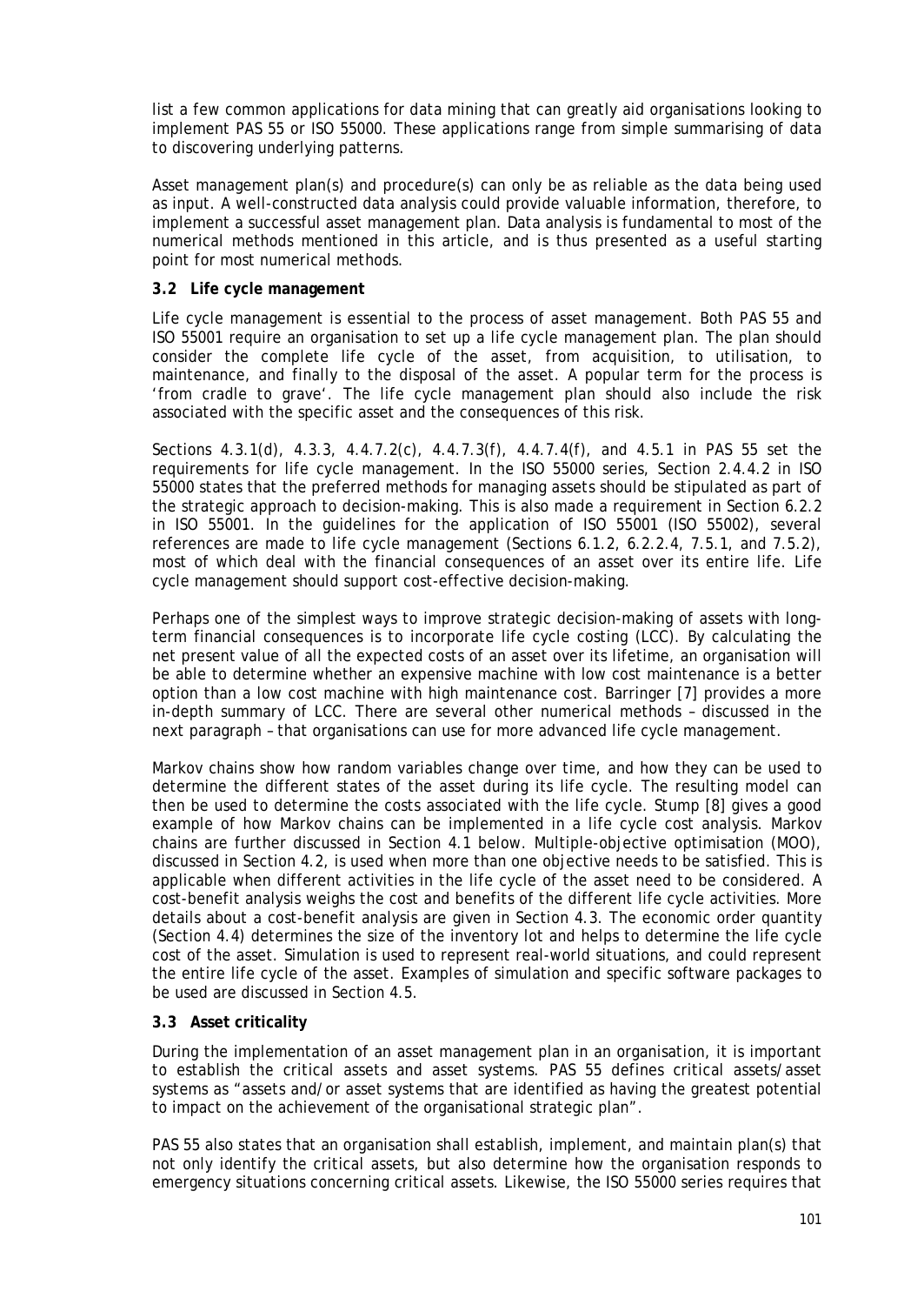list a few common applications for data mining that can greatly aid organisations looking to implement PAS 55 or ISO 55000. These applications range from simple summarising of data to discovering underlying patterns.

Asset management plan(s) and procedure(s) can only be as reliable as the data being used as input. A well-constructed data analysis could provide valuable information, therefore, to implement a successful asset management plan. Data analysis is fundamental to most of the numerical methods mentioned in this article, and is thus presented as a useful starting point for most numerical methods.

### 3.2 Life cycle management

Life cycle management is essential to the process of asset management. Both PAS 55 and ISO 55001 require an organisation to set up a life cycle management plan. The plan should consider the complete life cycle of the asset, from acquisition, to utilisation, to maintenance, and finally to the disposal of the asset. A popular term for the process is 'from cradle to grave'. The life cycle management plan should also include the risk associated with the specific asset and the consequences of this risk.

Sections 4.3.1(d), 4.3.3, 4.4.7.2(c), 4.4.7.3(f), 4.4.7.4(f), and 4.5.1 in PAS 55 set the requirements for life cycle management. In the ISO 55000 series, Section 2.4.4.2 in ISO 55000 states that the preferred methods for managing assets should be stipulated as part of the strategic approach to decision-making. This is also made a requirement in Section 6.2.2 in ISO 55001. In the guidelines for the application of ISO 55001 (ISO 55002), several references are made to life cycle management (Sections 6.1.2, 6.2.2.4, 7.5.1, and 7.5.2), most of which deal with the financial consequences of an asset over its entire life. Life cycle management should support cost-effective decision-making.

Perhaps one of the simplest ways to improve strategic decision-making of assets with long-term financial consequences is to incorporate life cycle costing (LCC). By calculating the net present value of all the expected costs of an asset over its lifetime, an organisation will be able to determine whether an expensive machine with low cost maintenance is a better option than a low cost machine with high maintenance cost. Barringer [7] provides a more in-depth summary of LCC. There are several other numerical methods – discussed in the next paragraph – that organisations can use for more advanced life cycle management.

Markov chains show how random variables change over time, and how they can be used to determine the different states of the asset during its life cycle. The resulting model can then be used to determine the costs associated with the life cycle. Stump [8] gives a good example of how Markov chains can be implemented in a life cycle cost analysis. Markov chains are further discussed in Section 4.1 below. Multiple-objective optimisation (MOO), discussed in Section 4.2, is used when more than one objective needs to be satisfied. This is applicable when different activities in the life cycle of the asset need to be considered. A cost-benefit analysis weighs the cost and benefits of the different life cycle activities. More details about a cost-benefit analysis are given in Section 4.3. The economic order quantity (Section 4.4) determines the size of the inventory lot and helps to determine the life cycle cost of the asset. Simulation is used to represent real-world situations, and could represent the entire life cycle of the asset. Examples of simulation and specific software packages to be used are discussed in Section 4.5.

### 3.3 Asset criticality

During the implementation of an asset management plan in an organisation, it is important to establish the critical assets and asset systems. PAS 55 defines critical assets/asset systems as "assets and/or asset systems that are identified as having the greatest potential to impact on the achievement of the organisational strategic plan".

PAS 55 also states that an organisation shall establish, implement, and maintain plan(s) that not only identify the critical assets, but also determine how the organisation responds to emergency situations concerning critical assets. Likewise, the ISO 55000 series requires that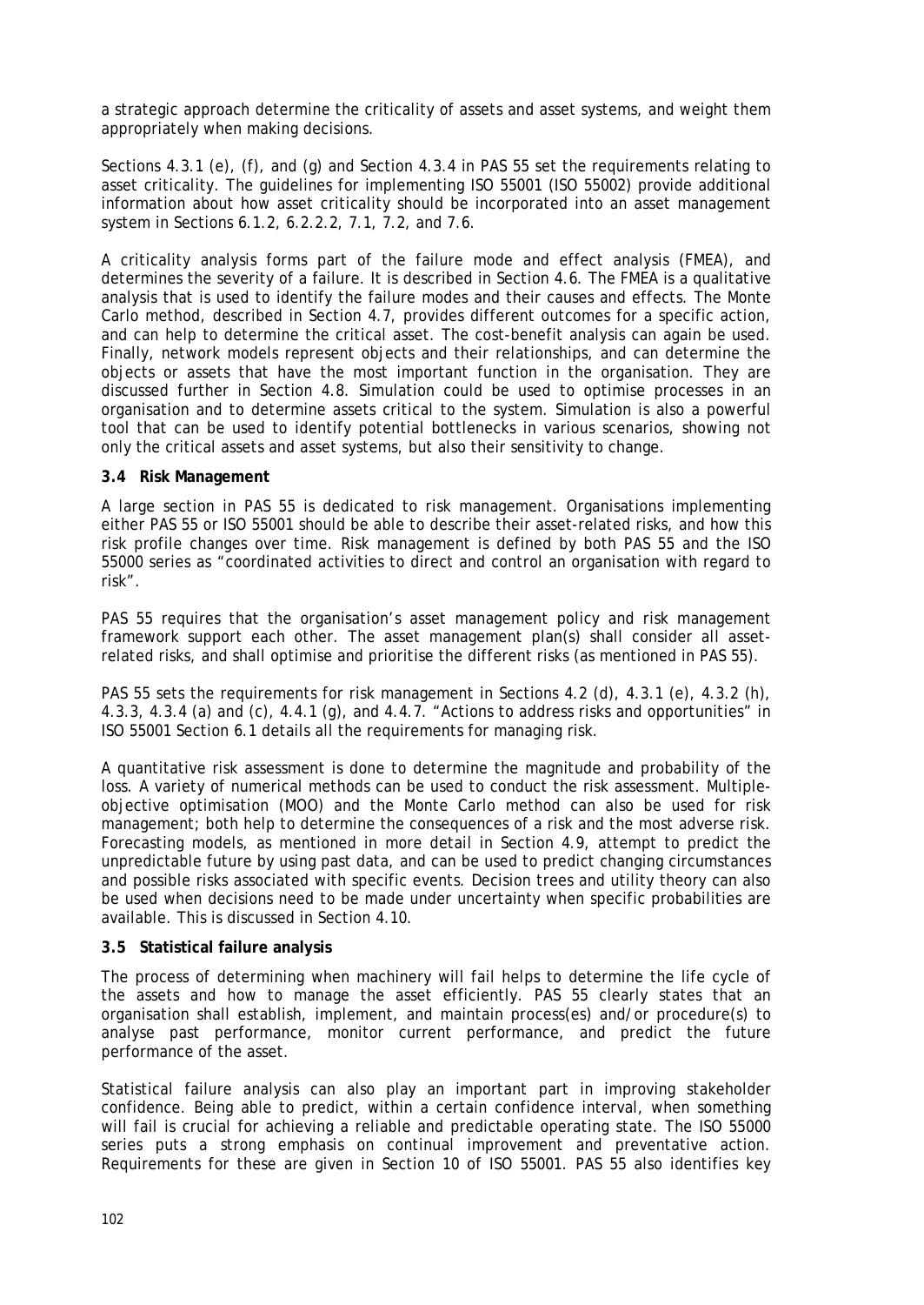a strategic approach determine the criticality of assets and asset systems, and weight them appropriately when making decisions.

Sections 4.3.1 (e), (f), and (g) and Section 4.3.4 in PAS 55 set the requirements relating to asset criticality. The guidelines for implementing ISO 55001 (ISO 55002) provide additional information about how asset criticality should be incorporated into an asset management system in Sections 6.1.2, 6.2.2.2, 7.1, 7.2, and 7.6.

A criticality analysis forms part of the failure mode and effect analysis (FMEA), and determines the severity of a failure. It is described in Section 4.6. The FMEA is a qualitative analysis that is used to identify the failure modes and their causes and effects. The Monte Carlo method, described in Section 4.7, provides different outcomes for a specific action, and can help to determine the critical asset. The cost-benefit analysis can again be used. Finally, network models represent objects and their relationships, and can determine the objects or assets that have the most important function in the organisation. They are discussed further in Section 4.8. Simulation could be used to optimise processes in an organisation and to determine assets critical to the system. Simulation is also a powerful tool that can be used to identify potential bottlenecks in various scenarios, showing not only the critical assets and asset systems, but also their sensitivity to change.

### 3.4 Risk Management

A large section in PAS 55 is dedicated to risk management. Organisations implementing either PAS 55 or ISO 55001 should be able to describe their asset-related risks, and how this risk profile changes over time. Risk management is defined by both PAS 55 and the ISO 55000 series as "coordinated activities to direct and control an organisation with regard to risk".

PAS 55 requires that the organisation's asset management policy and risk management framework support each other. The asset management plan(s) shall consider all asset-related risks, and shall optimise and prioritise the different risks (as mentioned in PAS 55).

PAS 55 sets the requirements for risk management in Sections 4.2 (d), 4.3.1 (e), 4.3.2 (h), 4.3.3, 4.3.4 (a) and (c), 4.4.1 (g), and 4.4.7. "Actions to address risks and opportunities" in ISO 55001 Section 6.1 details all the requirements for managing risk.

A quantitative risk assessment is done to determine the magnitude and probability of the loss. A variety of numerical methods can be used to conduct the risk assessment. Multiple-objective optimisation (MOO) and the Monte Carlo method can also be used for risk management; both help to determine the consequences of a risk and the most adverse risk. Forecasting models, as mentioned in more detail in Section 4.9, attempt to predict the unpredictable future by using past data, and can be used to predict changing circumstances and possible risks associated with specific events. Decision trees and utility theory can also be used when decisions need to be made under uncertainty when specific probabilities are available. This is discussed in Section 4.10.

### 3.5 Statistical failure analysis

The process of determining when machinery will fail helps to determine the life cycle of the assets and how to manage the asset efficiently. PAS 55 clearly states that an organisation shall establish, implement, and maintain process(es) and/or procedure(s) to analyse past performance, monitor current performance, and predict the future performance of the asset.

Statistical failure analysis can also play an important part in improving stakeholder confidence. Being able to predict, within a certain confidence interval, when something will fail is crucial for achieving a reliable and predictable operating state. The ISO 55000 series puts a strong emphasis on continual improvement and preventative action. Requirements for these are given in Section 10 of ISO 55001. PAS 55 also identifies key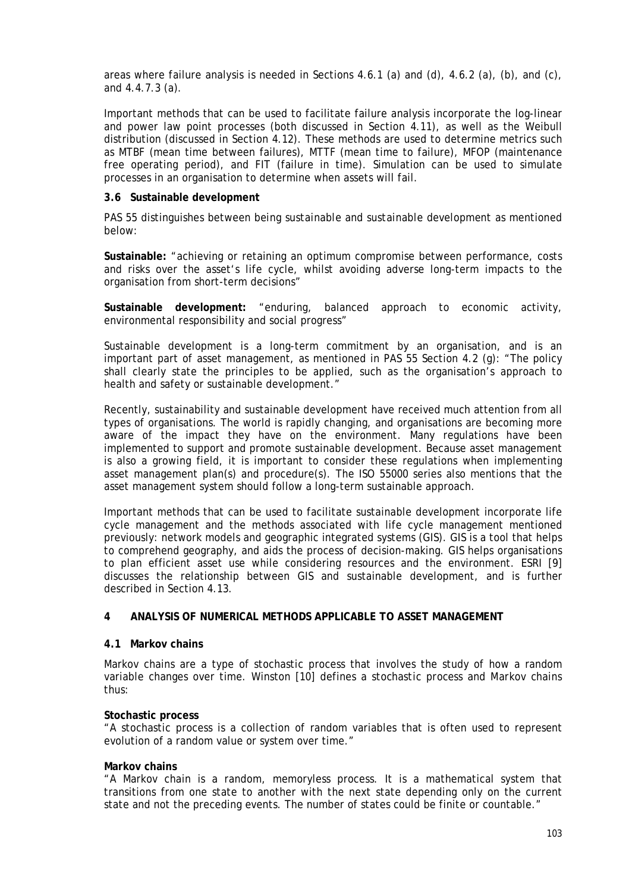areas where failure analysis is needed in Sections 4.6.1 (a) and (d), 4.6.2 (a), (b), and (c), and 4.4.7.3 (a).

Important methods that can be used to facilitate failure analysis incorporate the log-linear and power law point processes (both discussed in Section 4.11), as well as the Weibull distribution (discussed in Section 4.12). These methods are used to determine metrics such as MTBF (mean time between failures), MTTF (mean time to failure), MFOP (maintenance free operating period), and FIT (failure in time). Simulation can be used to simulate processes in an organisation to determine when assets will fail.

### 3.6 Sustainable development

PAS 55 distinguishes between being sustainable and sustainable development as mentioned below:

**Sustainable:** "achieving or retaining an optimum compromise between performance, costs and risks over the asset's life cycle, whilst avoiding adverse long-term impacts to the organisation from short-term decisions"

**Sustainable development:** "enduring, balanced approach to economic activity, environmental responsibility and social progress"

Sustainable development is a long-term commitment by an organisation, and is an important part of asset management, as mentioned in PAS 55 Section 4.2 (g): "The policy shall clearly state the principles to be applied, such as the organisation's approach to health and safety or sustainable development."

Recently, sustainability and sustainable development have received much attention from all types of organisations. The world is rapidly changing, and organisations are becoming more aware of the impact they have on the environment. Many regulations have been implemented to support and promote sustainable development. Because asset management is also a growing field, it is important to consider these regulations when implementing asset management plan(s) and procedure(s). The ISO 55000 series also mentions that the asset management system should follow a long-term sustainable approach.

Important methods that can be used to facilitate sustainable development incorporate life cycle management and the methods associated with life cycle management mentioned previously: network models and geographic integrated systems (GIS). GIS is a tool that helps to comprehend geography, and aids the process of decision-making. GIS helps organisations to plan efficient asset use while considering resources and the environment. ESRI [9] discusses the relationship between GIS and sustainable development, and is further described in Section 4.13.

## 4 ANALYSIS OF NUMERICAL METHODS APPLICABLE TO ASSET MANAGEMENT

### 4.1 Markov chains

Markov chains are a type of stochastic process that involves the study of how a random variable changes over time. Winston [10] defines a stochastic process and Markov chains thus:

**Stochastic process**
"A stochastic process is a collection of random variables that is often used to represent evolution of a random value or system over time."

**Markov chains**
"A Markov chain is a random, memoryless process. It is a mathematical system that transitions from one state to another with the next state depending only on the current state and not the preceding events. The number of states could be finite or countable."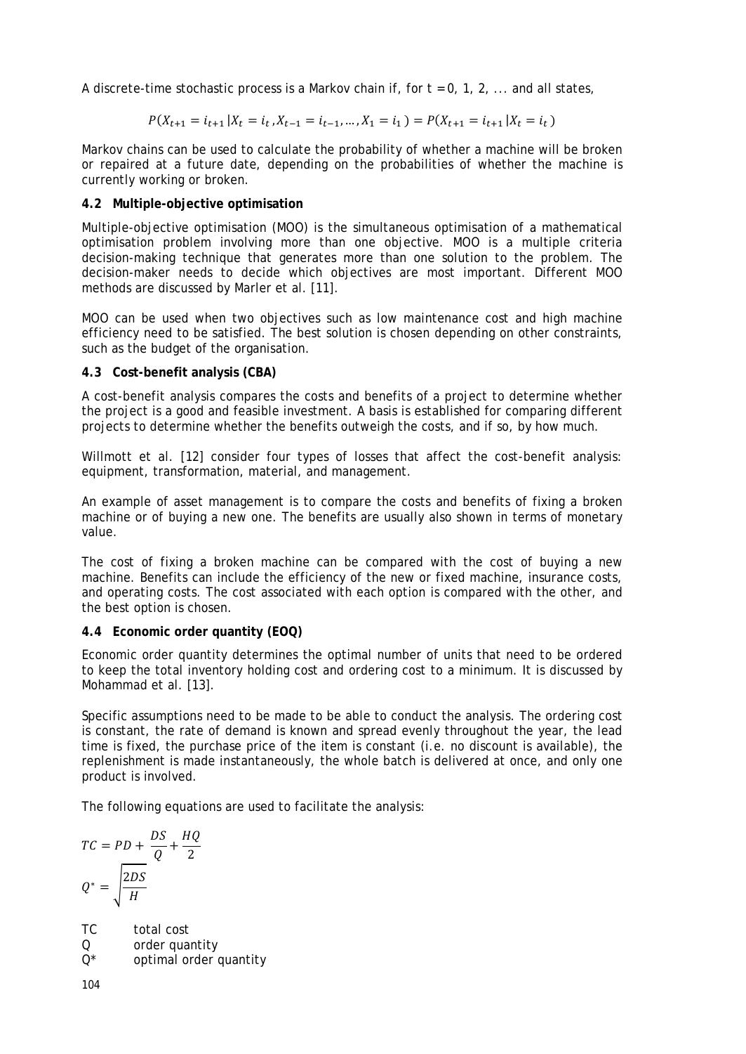A discrete-time stochastic process is a Markov chain if, for t = 0, 1, 2, ... and all states,

$$P(X_{t+1} = i_{t+1} | X_t = i_t, X_{t-1} = i_{t-1}, \ldots, X_1 = i_1) = P(X_{t+1} = i_{t+1} | X_t = i_t)$$

Markov chains can be used to calculate the probability of whether a machine will be broken or repaired at a future date, depending on the probabilities of whether the machine is currently working or broken.

### 4.2 Multiple-objective optimisation

Multiple-objective optimisation (MOO) is the simultaneous optimisation of a mathematical optimisation problem involving more than one objective. MOO is a multiple criteria decision-making technique that generates more than one solution to the problem. The decision-maker needs to decide which objectives are most important. Different MOO methods are discussed by Marler et al. [11].

MOO can be used when two objectives such as low maintenance cost and high machine efficiency need to be satisfied. The best solution is chosen depending on other constraints, such as the budget of the organisation.

### 4.3 Cost-benefit analysis (CBA)

A cost-benefit analysis compares the costs and benefits of a project to determine whether the project is a good and feasible investment. A basis is established for comparing different projects to determine whether the benefits outweigh the costs, and if so, by how much.

Willmott et al. [12] consider four types of losses that affect the cost-benefit analysis: equipment, transformation, material, and management.

An example of asset management is to compare the costs and benefits of fixing a broken machine or of buying a new one. The benefits are usually also shown in terms of monetary value.

The cost of fixing a broken machine can be compared with the cost of buying a new machine. Benefits can include the efficiency of the new or fixed machine, insurance costs, and operating costs. The cost associated with each option is compared with the other, and the best option is chosen.

### 4.4 Economic order quantity (EOQ)

Economic order quantity determines the optimal number of units that need to be ordered to keep the total inventory holding cost and ordering cost to a minimum. It is discussed by Mohammad et al. [13].

Specific assumptions need to be made to be able to conduct the analysis. The ordering cost is constant, the rate of demand is known and spread evenly throughout the year, the lead time is fixed, the purchase price of the item is constant (i.e. no discount is available), the replenishment is made instantaneously, the whole batch is delivered at once, and only one product is involved.

The following equations are used to facilitate the analysis:

$$TC = PD + \frac{DS}{Q} + \frac{HQ}{2}$$

$$Q^* = \sqrt{\frac{2DS}{H}}$$

TC total cost
Q order quantity
$Q^*$ optimal order quantity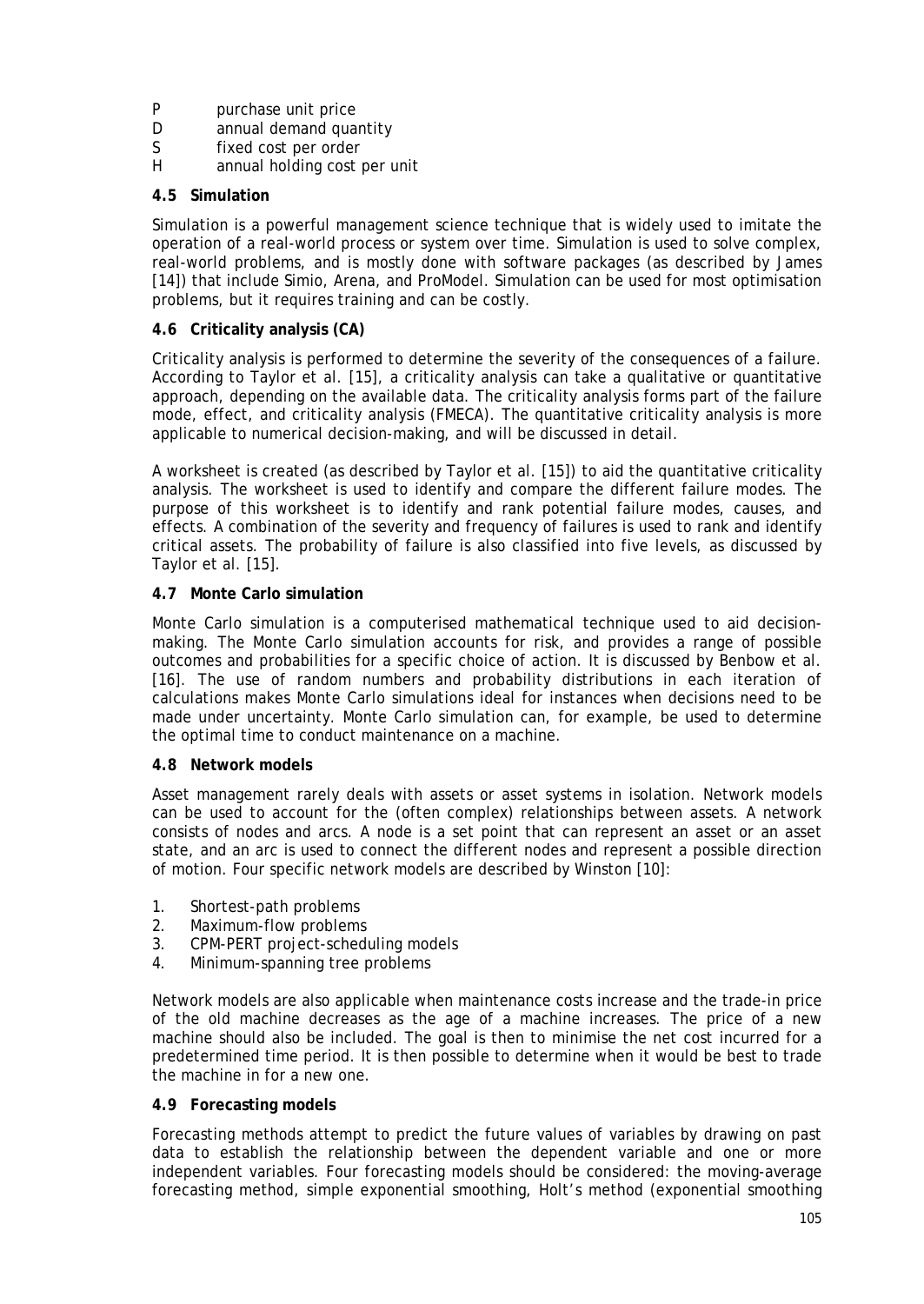P purchase unit price
D annual demand quantity
S fixed cost per order
H annual holding cost per unit

### 4.5 Simulation

Simulation is a powerful management science technique that is widely used to imitate the operation of a real-world process or system over time. Simulation is used to solve complex, real-world problems, and is mostly done with software packages (as described by James [14]) that include Simio, Arena, and ProModel. Simulation can be used for most optimisation problems, but it requires training and can be costly.

### 4.6 Criticality analysis (CA)

Criticality analysis is performed to determine the severity of the consequences of a failure. According to Taylor et al. [15], a criticality analysis can take a qualitative or quantitative approach, depending on the available data. The criticality analysis forms part of the failure mode, effect, and criticality analysis (FMECA). The quantitative criticality analysis is more applicable to numerical decision-making, and will be discussed in detail.

A worksheet is created (as described by Taylor et al. [15]) to aid the quantitative criticality analysis. The worksheet is used to identify and compare the different failure modes. The purpose of this worksheet is to identify and rank potential failure modes, causes, and effects. A combination of the severity and frequency of failures is used to rank and identify critical assets. The probability of failure is also classified into five levels, as discussed by Taylor et al. [15].

### 4.7 Monte Carlo simulation

Monte Carlo simulation is a computerised mathematical technique used to aid decision-making. The Monte Carlo simulation accounts for risk, and provides a range of possible outcomes and probabilities for a specific choice of action. It is discussed by Benbow et al. [16]. The use of random numbers and probability distributions in each iteration of calculations makes Monte Carlo simulations ideal for instances when decisions need to be made under uncertainty. Monte Carlo simulation can, for example, be used to determine the optimal time to conduct maintenance on a machine.

### 4.8 Network models

Asset management rarely deals with assets or asset systems in isolation. Network models can be used to account for the (often complex) relationships between assets. A network consists of nodes and arcs. A node is a set point that can represent an asset or an asset state, and an arc is used to connect the different nodes and represent a possible direction of motion. Four specific network models are described by Winston [10]:

1. Shortest-path problems
2. Maximum-flow problems
3. CPM-PERT project-scheduling models
4. Minimum-spanning tree problems

Network models are also applicable when maintenance costs increase and the trade-in price of the old machine decreases as the age of a machine increases. The price of a new machine should also be included. The goal is then to minimise the net cost incurred for a predetermined time period. It is then possible to determine when it would be best to trade the machine in for a new one.

### 4.9 Forecasting models

Forecasting methods attempt to predict the future values of variables by drawing on past data to establish the relationship between the dependent variable and one or more independent variables. Four forecasting models should be considered: the moving-average forecasting method, simple exponential smoothing, Holt's method (exponential smoothing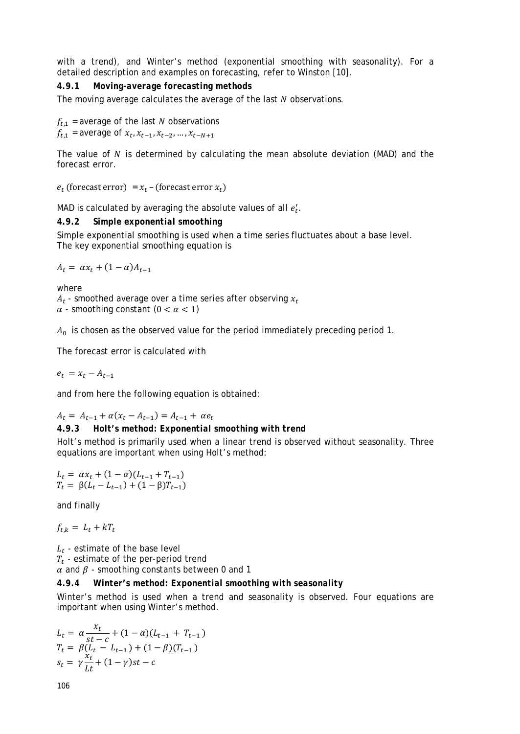with a trend), and Winter's method (exponential smoothing with seasonality). For a detailed description and examples on forecasting, refer to Winston [10].

### 4.9.1 Moving-average forecasting methods

The moving average calculates the average of the last $N$ observations.

$f_{t,1}$ = average of the last $N$ observations
$f_{t,1}$ = average of $x_t, x_{t-1}, x_{t-2}, \ldots, x_{t-N+1}$

The value of $N$ is determined by calculating the mean absolute deviation (MAD) and the forecast error.

$e_t$ (forecast error) $= x_t$ – (forecast error $x_t$)

MAD is calculated by averaging the absolute values of all $e_t'$.

### 4.9.2 Simple exponential smoothing

Simple exponential smoothing is used when a time series fluctuates about a base level. The key exponential smoothing equation is

$$A_t = \alpha x_t + (1 - \alpha) A_{t-1}$$

where
$A_t$ - smoothed average over a time series after observing $x_t$
$\alpha$ - smoothing constant $(0 < \alpha < 1)$

$A_0$ is chosen as the observed value for the period immediately preceding period 1.

The forecast error is calculated with

$$e_t = x_t - A_{t-1}$$

and from here the following equation is obtained:

$$A_t = A_{t-1} + \alpha(x_t - A_{t-1}) = A_{t-1} + \alpha e_t$$

### 4.9.3 Holt's method: Exponential smoothing with trend

Holt's method is primarily used when a linear trend is observed without seasonality. Three equations are important when using Holt's method:

$$L_t = \alpha x_t + (1 - \alpha)(L_{t-1} + T_{t-1})$$
$$T_t = \beta(L_t - L_{t-1}) + (1 - \beta) T_{t-1}$$

and finally

$$f_{t,k} = L_t + k T_t$$

$L_t$ - estimate of the base level
$T_t$ - estimate of the per-period trend
$\alpha$ and $\beta$ - smoothing constants between 0 and 1

### 4.9.4 Winter's method: Exponential smoothing with seasonality

Winter's method is used when a trend and seasonality is observed. Four equations are important when using Winter's method.

$$L_t = \alpha \frac{x_t}{st - c} + (1 - \alpha)(L_{t-1} + T_{t-1})$$
$$T_t = \beta(L_t - L_{t-1}) + (1 - \beta)(T_{t-1})$$
$$s_t = \gamma \frac{x_t}{Lt} + (1 - \gamma) st - c$$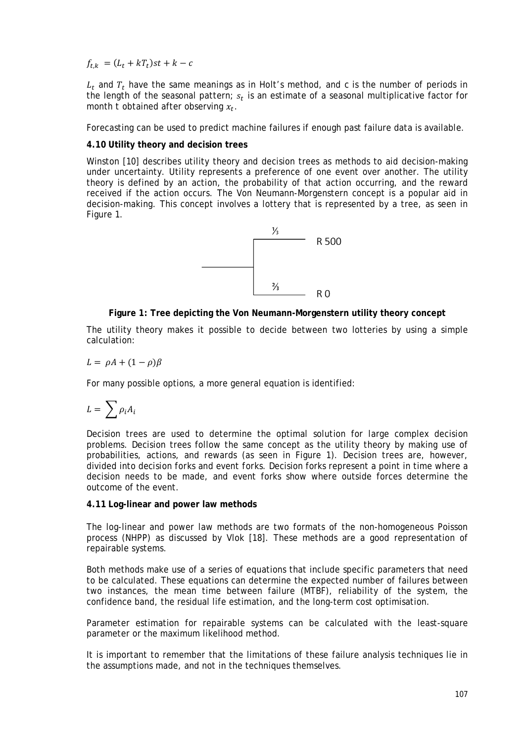$$f_{t,k} = (L_t + kT_t)st + k - c$$

$L_t$ and $T_t$ have the same meanings as in Holt's method, and c is the number of periods in the length of the seasonal pattern; $s_t$ is an estimate of a seasonal multiplicative factor for month t obtained after observing $x_t$.

Forecasting can be used to predict machine failures if enough past failure data is available.

### 4.10 Utility theory and decision trees

Winston [10] describes utility theory and decision trees as methods to aid decision-making under uncertainty. Utility represents a preference of one event over another. The utility theory is defined by an action, the probability of that action occurring, and the reward received if the action occurs. The Von Neumann-Morgenstern concept is a popular aid in decision-making. This concept involves a lottery that is represented by a tree, as seen in Figure 1.

⅓ R 500

⅔ R 0

**Figure 1: Tree depicting the Von Neumann-Morgenstern utility theory concept**

The utility theory makes it possible to decide between two lotteries by using a simple calculation:

$$L = \rho A + (1 - \rho)\beta$$

For many possible options, a more general equation is identified:

$$L = \sum \rho_i A_i$$

Decision trees are used to determine the optimal solution for large complex decision problems. Decision trees follow the same concept as the utility theory by making use of probabilities, actions, and rewards (as seen in Figure 1). Decision trees are, however, divided into decision forks and event forks. Decision forks represent a point in time where a decision needs to be made, and event forks show where outside forces determine the outcome of the event.

### 4.11 Log-linear and power law methods

The log-linear and power law methods are two formats of the non-homogeneous Poisson process (NHPP) as discussed by Vlok [18]. These methods are a good representation of repairable systems.

Both methods make use of a series of equations that include specific parameters that need to be calculated. These equations can determine the expected number of failures between two instances, the mean time between failure (MTBF), reliability of the system, the confidence band, the residual life estimation, and the long-term cost optimisation.

Parameter estimation for repairable systems can be calculated with the least-square parameter or the maximum likelihood method.

It is important to remember that the limitations of these failure analysis techniques lie in the assumptions made, and not in the techniques themselves.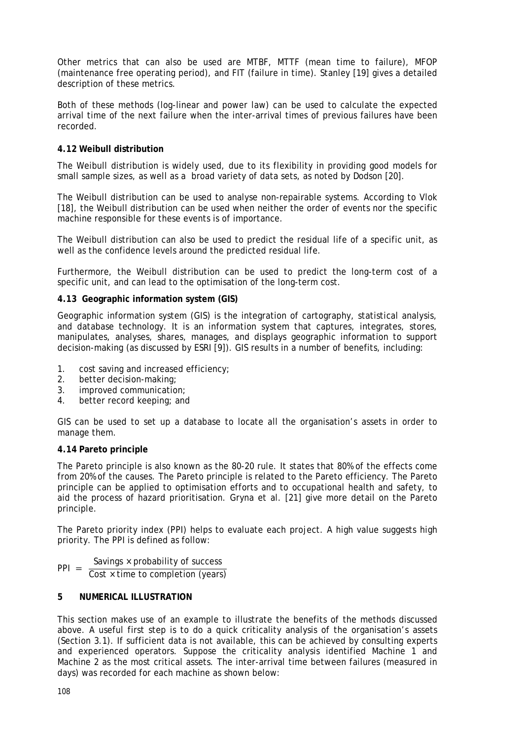Other metrics that can also be used are MTBF, MTTF (mean time to failure), MFOP (maintenance free operating period), and FIT (failure in time). Stanley [19] gives a detailed description of these metrics.

Both of these methods (log-linear and power law) can be used to calculate the expected arrival time of the next failure when the inter-arrival times of previous failures have been recorded.

**4.12 Weibull distribution**

The Weibull distribution is widely used, due to its flexibility in providing good models for small sample sizes, as well as a broad variety of data sets, as noted by Dodson [20].

The Weibull distribution can be used to analyse non-repairable systems. According to Vlok [18], the Weibull distribution can be used when neither the order of events nor the specific machine responsible for these events is of importance.

The Weibull distribution can also be used to predict the residual life of a specific unit, as well as the confidence levels around the predicted residual life.

Furthermore, the Weibull distribution can be used to predict the long-term cost of a specific unit, and can lead to the optimisation of the long-term cost.

**4.13 Geographic information system (GIS)**

Geographic information system (GIS) is the integration of cartography, statistical analysis, and database technology. It is an information system that captures, integrates, stores, manipulates, analyses, shares, manages, and displays geographic information to support decision-making (as discussed by ESRI [9]). GIS results in a number of benefits, including:

1. cost saving and increased efficiency;
2. better decision-making;
3. improved communication;
4. better record keeping; and

GIS can be used to set up a database to locate all the organisation's assets in order to manage them.

**4.14 Pareto principle**

The Pareto principle is also known as the 80-20 rule. It states that 80% of the effects come from 20% of the causes. The Pareto principle is related to the Pareto efficiency. The Pareto principle can be applied to optimisation efforts and to occupational health and safety, to aid the process of hazard prioritisation. Gryna et al. [21] give more detail on the Pareto principle.

The Pareto priority index (PPI) helps to evaluate each project. A high value suggests high priority. The PPI is defined as follow:

$$PPI = \frac{\text{Savings} \times \text{probability of success}}{\text{Cost} \times \text{time to completion (years)}}$$

**5 NUMERICAL ILLUSTRATION**

This section makes use of an example to illustrate the benefits of the methods discussed above. A useful first step is to do a quick criticality analysis of the organisation's assets (Section 3.1). If sufficient data is not available, this can be achieved by consulting experts and experienced operators. Suppose the criticality analysis identified Machine 1 and Machine 2 as the most critical assets. The inter-arrival time between failures (measured in days) was recorded for each machine as shown below: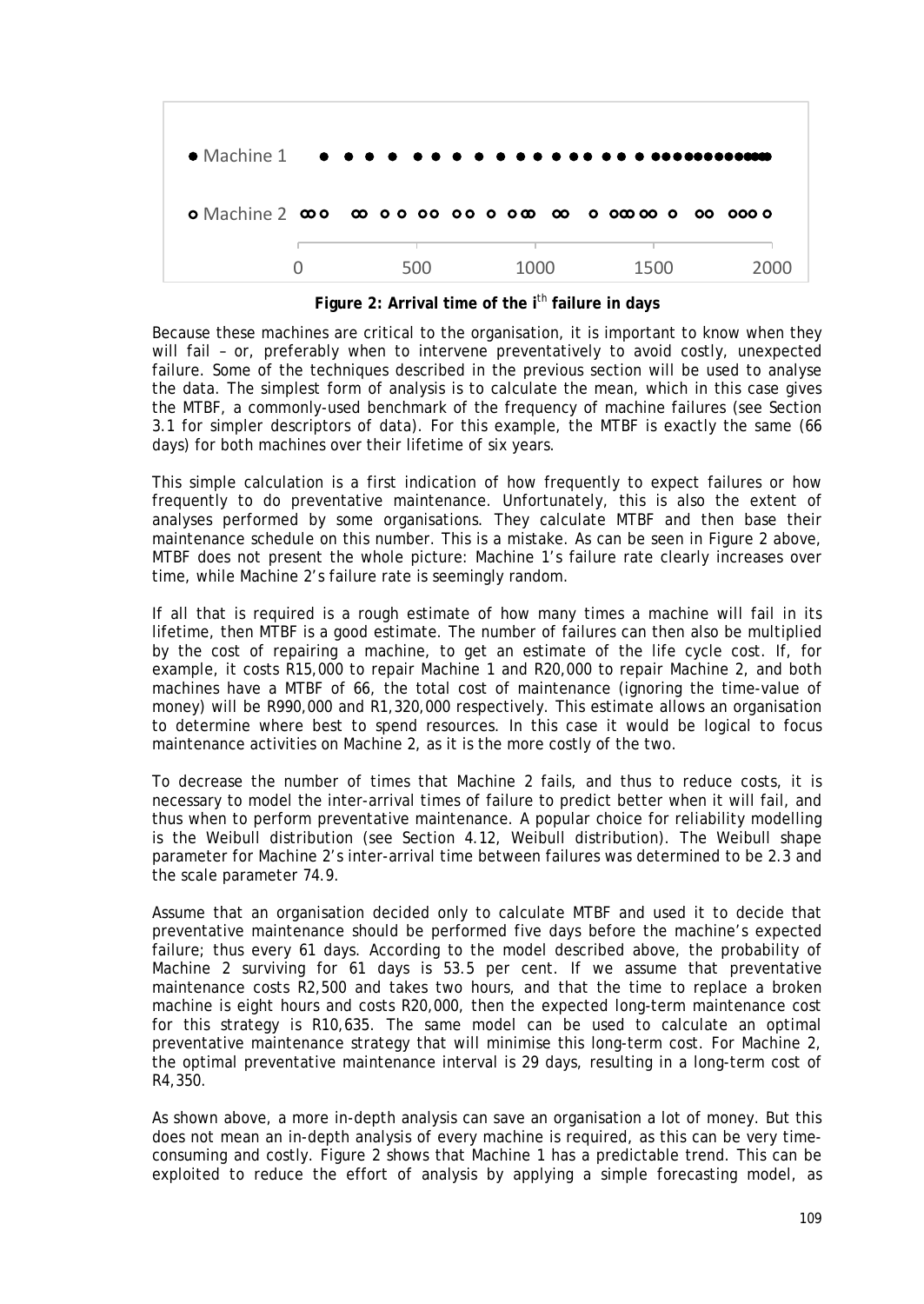**Figure 2: Arrival time of the i$^{th}$ failure in days**

Because these machines are critical to the organisation, it is important to know when they will fail – or, preferably when to intervene preventatively to avoid costly, unexpected failure. Some of the techniques described in the previous section will be used to analyse the data. The simplest form of analysis is to calculate the mean, which in this case gives the MTBF, a commonly-used benchmark of the frequency of machine failures (see Section 3.1 for simpler descriptors of data). For this example, the MTBF is exactly the same (66 days) for both machines over their lifetime of six years.

This simple calculation is a first indication of how frequently to expect failures or how frequently to do preventative maintenance. Unfortunately, this is also the extent of analyses performed by some organisations. They calculate MTBF and then base their maintenance schedule on this number. This is a mistake. As can be seen in Figure 2 above, MTBF does not present the whole picture: Machine 1's failure rate clearly increases over time, while Machine 2's failure rate is seemingly random.

If all that is required is a rough estimate of how many times a machine will fail in its lifetime, then MTBF is a good estimate. The number of failures can then also be multiplied by the cost of repairing a machine, to get an estimate of the life cycle cost. If, for example, it costs R15,000 to repair Machine 1 and R20,000 to repair Machine 2, and both machines have a MTBF of 66, the total cost of maintenance (ignoring the time-value of money) will be R990,000 and R1,320,000 respectively. This estimate allows an organisation to determine where best to spend resources. In this case it would be logical to focus maintenance activities on Machine 2, as it is the more costly of the two.

To decrease the number of times that Machine 2 fails, and thus to reduce costs, it is necessary to model the inter-arrival times of failure to predict better when it will fail, and thus when to perform preventative maintenance. A popular choice for reliability modelling is the Weibull distribution (see Section 4.12, Weibull distribution). The Weibull shape parameter for Machine 2's inter-arrival time between failures was determined to be 2.3 and the scale parameter 74.9.

Assume that an organisation decided only to calculate MTBF and used it to decide that preventative maintenance should be performed five days before the machine's expected failure; thus every 61 days. According to the model described above, the probability of Machine 2 surviving for 61 days is 53.5 per cent. If we assume that preventative maintenance costs R2,500 and takes two hours, and that the time to replace a broken machine is eight hours and costs R20,000, then the expected long-term maintenance cost for this strategy is R10,635. The same model can be used to calculate an optimal preventative maintenance strategy that will minimise this long-term cost. For Machine 2, the optimal preventative maintenance interval is 29 days, resulting in a long-term cost of R4,350.

As shown above, a more in-depth analysis can save an organisation a lot of money. But this does not mean an in-depth analysis of every machine is required, as this can be very time-consuming and costly. Figure 2 shows that Machine 1 has a predictable trend. This can be exploited to reduce the effort of analysis by applying a simple forecasting model, as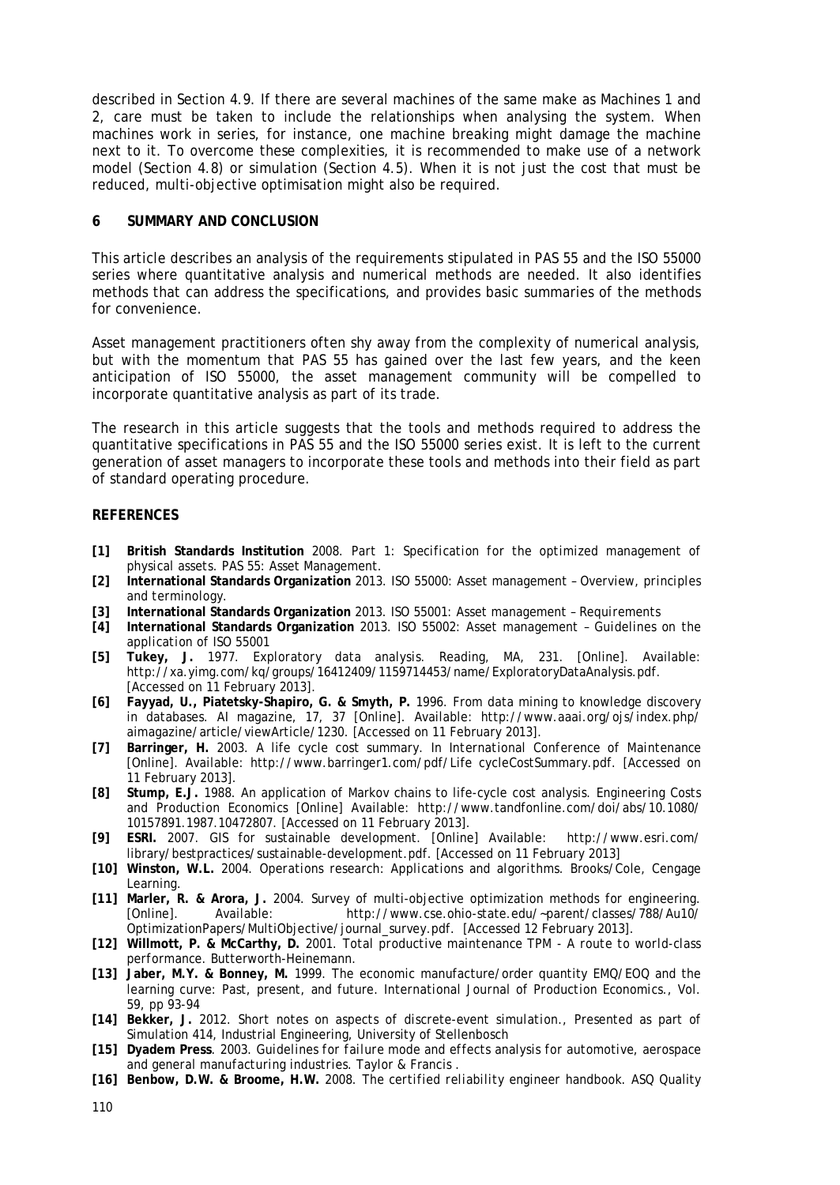described in Section 4.9. If there are several machines of the same make as Machines 1 and 2, care must be taken to include the relationships when analysing the system. When machines work in series, for instance, one machine breaking might damage the machine next to it. To overcome these complexities, it is recommended to make use of a network model (Section 4.8) or simulation (Section 4.5). When it is not just the cost that must be reduced, multi-objective optimisation might also be required.

## 6 SUMMARY AND CONCLUSION

This article describes an analysis of the requirements stipulated in PAS 55 and the ISO 55000 series where quantitative analysis and numerical methods are needed. It also identifies methods that can address the specifications, and provides basic summaries of the methods for convenience.

Asset management practitioners often shy away from the complexity of numerical analysis, but with the momentum that PAS 55 has gained over the last few years, and the keen anticipation of ISO 55000, the asset management community will be compelled to incorporate quantitative analysis as part of its trade.

The research in this article suggests that the tools and methods required to address the quantitative specifications in PAS 55 and the ISO 55000 series exist. It is left to the current generation of asset managers to incorporate these tools and methods into their field as part of standard operating procedure.

## REFERENCES

- **[1] British Standards Institution** 2008. *Part 1: Specification for the optimized management of physical assets*. PAS 55: Asset Management.
- **[2] International Standards Organization** 2013. *ISO 55000: Asset management – Overview, principles and terminology.*
- **[3] International Standards Organization** 2013. *ISO 55001: Asset management – Requirements*
- **[4] International Standards Organization** 2013. *ISO 55002: Asset management – Guidelines on the application of ISO 55001*
- **[5] Tukey, J.** 1977. Exploratory data analysis. Reading, MA, 231. [Online]. Available: http://xa.yimg.com/kq/groups/16412409/1159714453/name/ExploratoryDataAnalysis.pdf. [Accessed on 11 February 2013].
- **[6] Fayyad, U., Piatetsky-Shapiro, G. & Smyth, P.** 1996. From data mining to knowledge discovery in databases. AI magazine, 17, 37 [Online]. Available: http://www.aaai.org/ojs/index.php/aimagazine/article/viewArticle/1230. [Accessed on 11 February 2013].
- **[7] Barringer, H.** 2003. A life cycle cost summary. In International Conference of Maintenance [Online]. Available: http://www.barringer1.com/pdf/Life cycleCostSummary.pdf. [Accessed on 11 February 2013].
- **[8] Stump, E.J.** 1988. An application of Markov chains to life-cycle cost analysis. Engineering Costs and Production Economics [Online] Available: http://www.tandfonline.com/doi/abs/10.1080/10157891.1987.10472807. [Accessed on 11 February 2013].
- **[9] ESRI.** 2007. *GIS for sustainable development*. [Online] Available: http://www.esri.com/library/bestpractices/sustainable-development.pdf. [Accessed on 11 February 2013]
- **[10] Winston, W.L.** 2004. *Operations research: Applications and algorithms*. Brooks/Cole, Cengage Learning.
- **[11] Marler, R. & Arora, J.** 2004. Survey of multi-objective optimization methods for engineering. [Online]. Available: http://www.cse.ohio-state.edu/~parent/classes/788/Au10/OptimizationPapers/MultiObjective/journal_survey.pdf. [Accessed 12 February 2013].
- **[12] Willmott, P. & McCarthy, D.** 2001. *Total productive maintenance TPM - A route to world-class performance*. Butterworth-Heinemann.
- **[13] Jaber, M.Y. & Bonney, M.** 1999. The economic manufacture/order quantity EMQ/EOQ and the learning curve: Past, present, and future. *International Journal of Production Economics.*, Vol. 59, pp 93-94
- **[14] Bekker, J.** 2012. *Short notes on aspects of discrete-event simulation.*, Presented as part of Simulation 414, Industrial Engineering, University of Stellenbosch
- **[15] Dyadem Press**. 2003. *Guidelines for failure mode and effects analysis for automotive, aerospace and general manufacturing industries*. Taylor & Francis .
- **[16] Benbow, D.W. & Broome, H.W.** 2008. *The certified reliability engineer handbook*. ASQ Quality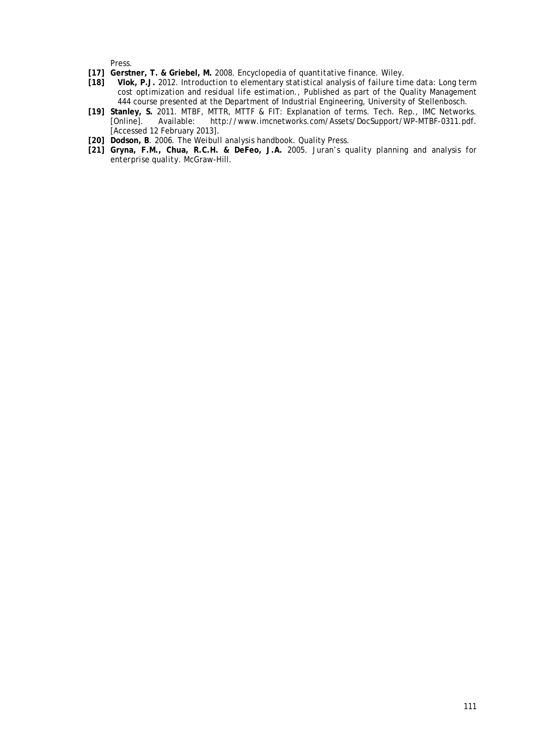Press.

**[17] Gerstner, T. & Griebel, M.** 2008. *Encyclopedia of quantitative finance*. Wiley.

**[18] Vlok, P.J.** 2012. *Introduction to elementary statistical analysis of failure time data: Long term cost optimization and residual life estimation.*, Published as part of the Quality Management 444 course presented at the Department of Industrial Engineering, University of Stellenbosch.

**[19] Stanley, S.** 2011. MTBF, MTTR, MTTF & FIT: Explanation of terms. Tech. Rep., IMC Networks. [Online]. Available: http://www.imcnetworks.com/Assets/DocSupport/WP-MTBF-0311.pdf. [Accessed 12 February 2013].

**[20] Dodson, B**. 2006. *The Weibull analysis handbook*. Quality Press.

**[21] Gryna, F.M., Chua, R.C.H. & DeFeo, J.A.** 2005. *Juran's quality planning and analysis for enterprise quality*. McGraw-Hill.